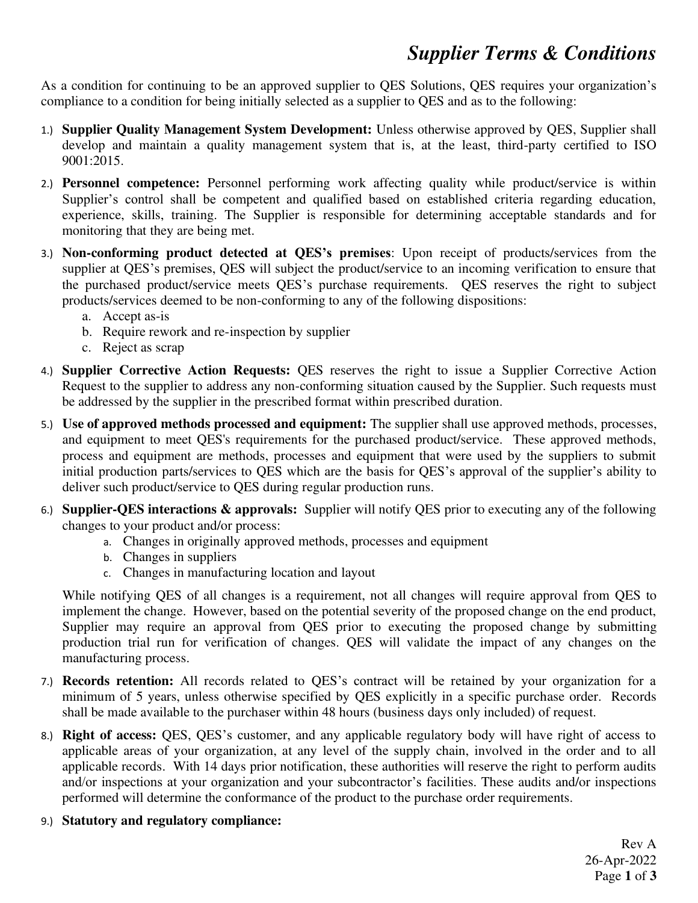# *Supplier Terms & Conditions*

As a condition for continuing to be an approved supplier to QES Solutions, QES requires your organization's compliance to a condition for being initially selected as a supplier to QES and as to the following:

1.) **Supplier Quality Management System Development:** Unless otherwise approved by QES, Supplier shall develop and maintain a quality management system that is, at the least, third-party certified to ISO 9001:2015.

2.) **Personnel competence:** Personnel performing work affecting quality while product/service is within Supplier's control shall be competent and qualified based on established criteria regarding education, experience, skills, training. The Supplier is responsible for determining acceptable standards and for monitoring that they are being met.

3.) **Non-conforming product detected at QES's premises**: Upon receipt of products/services from the supplier at QES's premises, QES will subject the product/service to an incoming verification to ensure that the purchased product/service meets QES's purchase requirements. QES reserves the right to subject products/services deemed to be non-conforming to any of the following dispositions:
   a. Accept as-is
   b. Require rework and re-inspection by supplier
   c. Reject as scrap

4.) **Supplier Corrective Action Requests:** QES reserves the right to issue a Supplier Corrective Action Request to the supplier to address any non-conforming situation caused by the Supplier. Such requests must be addressed by the supplier in the prescribed format within prescribed duration.

5.) **Use of approved methods processed and equipment:** The supplier shall use approved methods, processes, and equipment to meet QES's requirements for the purchased product/service. These approved methods, process and equipment are methods, processes and equipment that were used by the suppliers to submit initial production parts/services to QES which are the basis for QES's approval of the supplier's ability to deliver such product/service to QES during regular production runs.

6.) **Supplier-QES interactions & approvals:** Supplier will notify QES prior to executing any of the following changes to your product and/or process:
   a. Changes in originally approved methods, processes and equipment
   b. Changes in suppliers
   c. Changes in manufacturing location and layout

   While notifying QES of all changes is a requirement, not all changes will require approval from QES to implement the change. However, based on the potential severity of the proposed change on the end product, Supplier may require an approval from QES prior to executing the proposed change by submitting production trial run for verification of changes. QES will validate the impact of any changes on the manufacturing process.

7.) **Records retention:** All records related to QES's contract will be retained by your organization for a minimum of 5 years, unless otherwise specified by QES explicitly in a specific purchase order. Records shall be made available to the purchaser within 48 hours (business days only included) of request.

8.) **Right of access:** QES, QES's customer, and any applicable regulatory body will have right of access to applicable areas of your organization, at any level of the supply chain, involved in the order and to all applicable records. With 14 days prior notification, these authorities will reserve the right to perform audits and/or inspections at your organization and your subcontractor's facilities. These audits and/or inspections performed will determine the conformance of the product to the purchase order requirements.

9.) **Statutory and regulatory compliance:**

Rev A
26-Apr-2022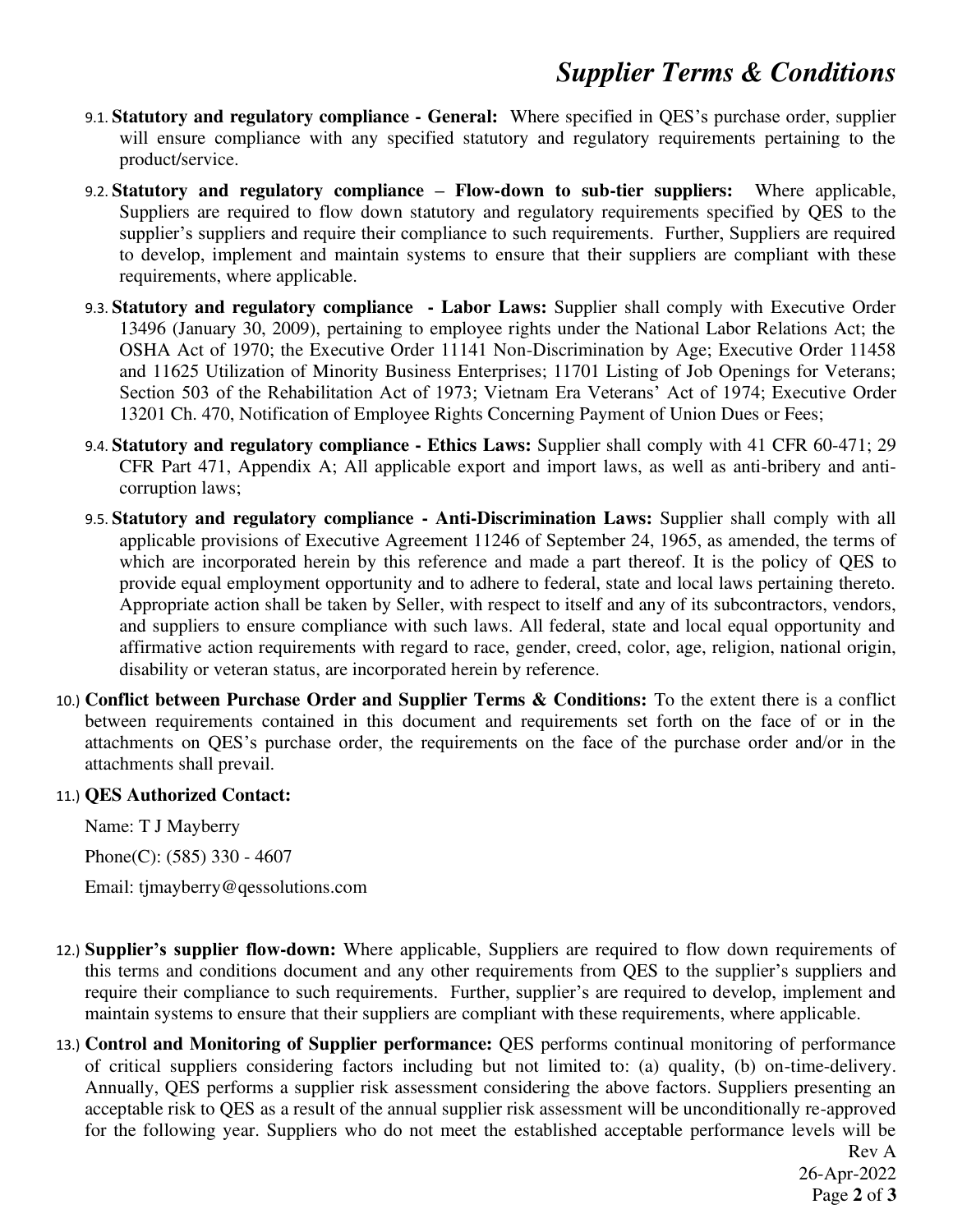9.1. **Statutory and regulatory compliance - General:** Where specified in QES's purchase order, supplier will ensure compliance with any specified statutory and regulatory requirements pertaining to the product/service.

9.2. **Statutory and regulatory compliance – Flow-down to sub-tier suppliers:** Where applicable, Suppliers are required to flow down statutory and regulatory requirements specified by QES to the supplier's suppliers and require their compliance to such requirements. Further, Suppliers are required to develop, implement and maintain systems to ensure that their suppliers are compliant with these requirements, where applicable.

9.3. **Statutory and regulatory compliance - Labor Laws:** Supplier shall comply with Executive Order 13496 (January 30, 2009), pertaining to employee rights under the National Labor Relations Act; the OSHA Act of 1970; the Executive Order 11141 Non-Discrimination by Age; Executive Order 11458 and 11625 Utilization of Minority Business Enterprises; 11701 Listing of Job Openings for Veterans; Section 503 of the Rehabilitation Act of 1973; Vietnam Era Veterans' Act of 1974; Executive Order 13201 Ch. 470, Notification of Employee Rights Concerning Payment of Union Dues or Fees;

9.4. **Statutory and regulatory compliance - Ethics Laws:** Supplier shall comply with 41 CFR 60-471; 29 CFR Part 471, Appendix A; All applicable export and import laws, as well as anti-bribery and anti-corruption laws;

9.5. **Statutory and regulatory compliance - Anti-Discrimination Laws:** Supplier shall comply with all applicable provisions of Executive Agreement 11246 of September 24, 1965, as amended, the terms of which are incorporated herein by this reference and made a part thereof. It is the policy of QES to provide equal employment opportunity and to adhere to federal, state and local laws pertaining thereto. Appropriate action shall be taken by Seller, with respect to itself and any of its subcontractors, vendors, and suppliers to ensure compliance with such laws. All federal, state and local equal opportunity and affirmative action requirements with regard to race, gender, creed, color, age, religion, national origin, disability or veteran status, are incorporated herein by reference.

10.) **Conflict between Purchase Order and Supplier Terms & Conditions:** To the extent there is a conflict between requirements contained in this document and requirements set forth on the face of or in the attachments on QES's purchase order, the requirements on the face of the purchase order and/or in the attachments shall prevail.

11.) **QES Authorized Contact:**

Name: T J Mayberry

Phone(C): (585) 330 - 4607

Email: tjmayberry@qessolutions.com

12.) **Supplier's supplier flow-down:** Where applicable, Suppliers are required to flow down requirements of this terms and conditions document and any other requirements from QES to the supplier's suppliers and require their compliance to such requirements. Further, supplier's are required to develop, implement and maintain systems to ensure that their suppliers are compliant with these requirements, where applicable.

13.) **Control and Monitoring of Supplier performance:** QES performs continual monitoring of performance of critical suppliers considering factors including but not limited to: (a) quality, (b) on-time-delivery. Annually, QES performs a supplier risk assessment considering the above factors. Suppliers presenting an acceptable risk to QES as a result of the annual supplier risk assessment will be unconditionally re-approved for the following year. Suppliers who do not meet the established acceptable performance levels will be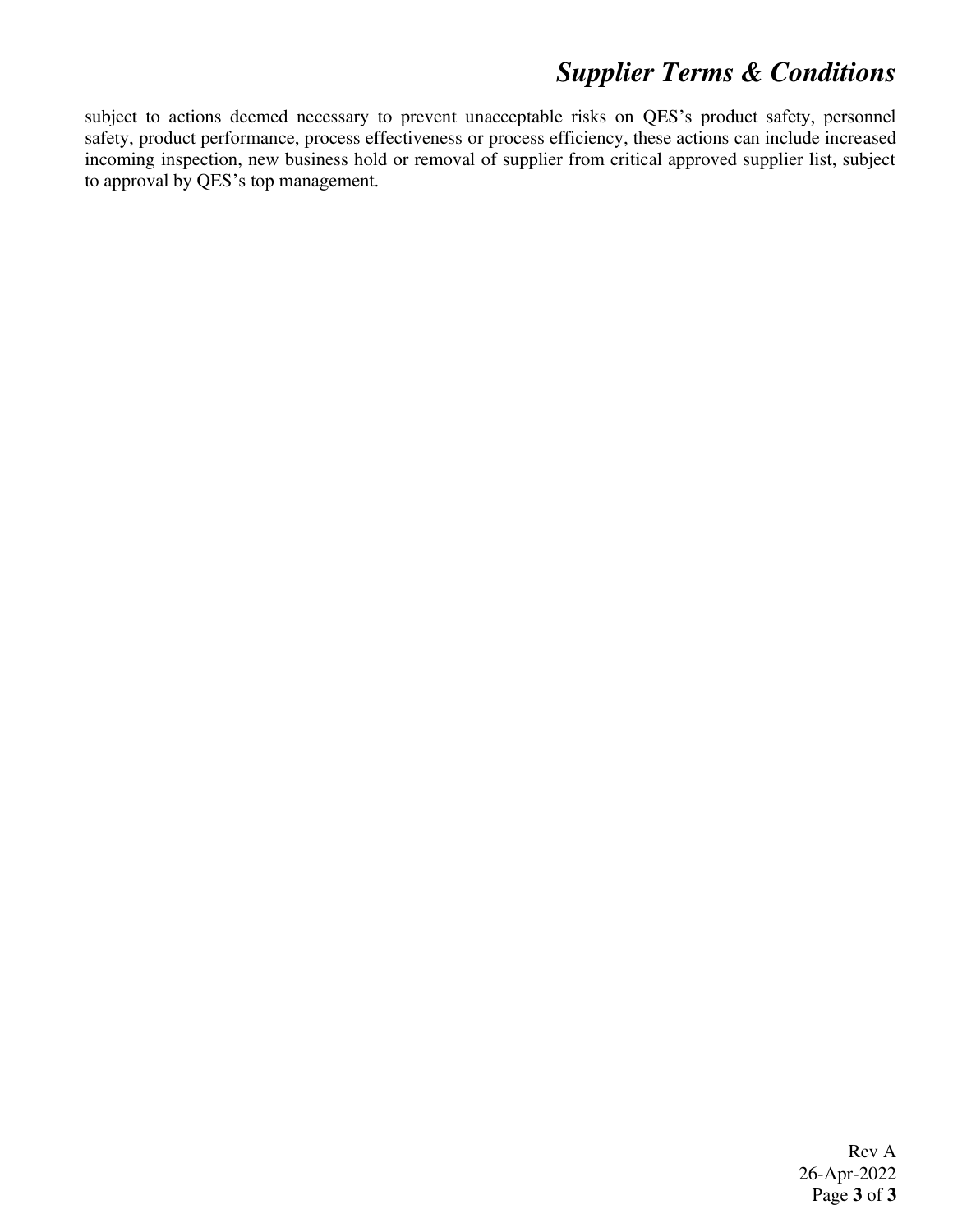subject to actions deemed necessary to prevent unacceptable risks on QES's product safety, personnel safety, product performance, process effectiveness or process efficiency, these actions can include increased incoming inspection, new business hold or removal of supplier from critical approved supplier list, subject to approval by QES's top management.

Rev A
26-Apr-2022